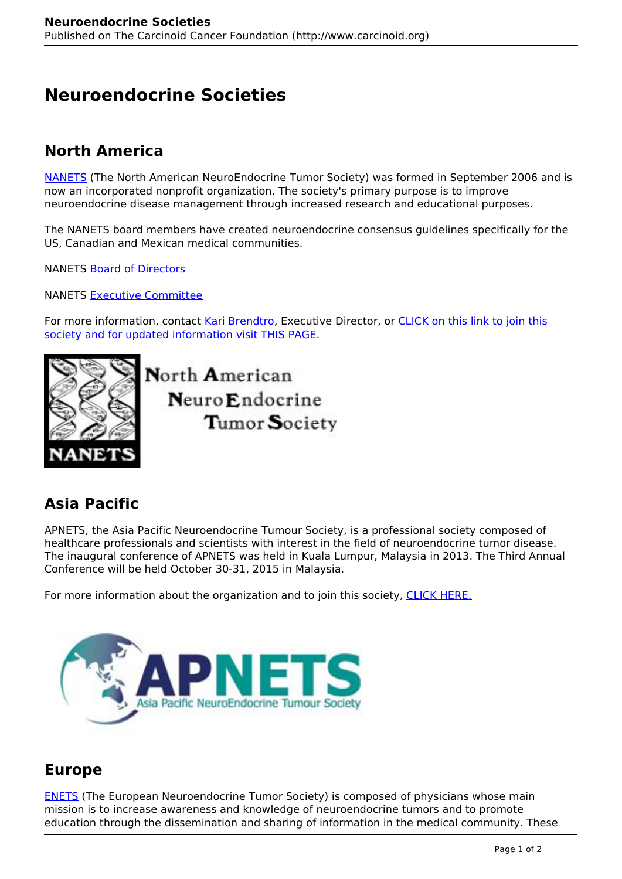# Neuroendocrine Societies

## North America

NANETS (The North American NeuroEndocrine Tumor Society) was formed in September 2006 and is now an incorporated nonprofit organization. The society's primary purpose is to improve neuroendocrine disease management through increased research and educational purposes.

The NANETS board members have created neuroendocrine consensus guidelines specifically for the US, Canadian and Mexican medical communities.

NANETS Board of Directors

NANETS Executive Committee

For more information, contact Kari Brendtro, Executive Director, or CLICK on this link to join this society and for updated information visit THIS PAGE.

## Asia Pacific

APNETS, the Asia Pacific Neuroendocrine Tumour Society, is a professional society composed of healthcare professionals and scientists with interest in the field of neuroendocrine tumor disease. The inaugural conference of APNETS was held in Kuala Lumpur, Malaysia in 2013. The Third Annual Conference will be held October 30-31, 2015 in Malaysia.

For more information about the organization and to join this society, CLICK HERE.

## Europe

ENETS (The European Neuroendocrine Tumor Society) is composed of physicians whose main mission is to increase awareness and knowledge of neuroendocrine tumors and to promote education through the dissemination and sharing of information in the medical community. These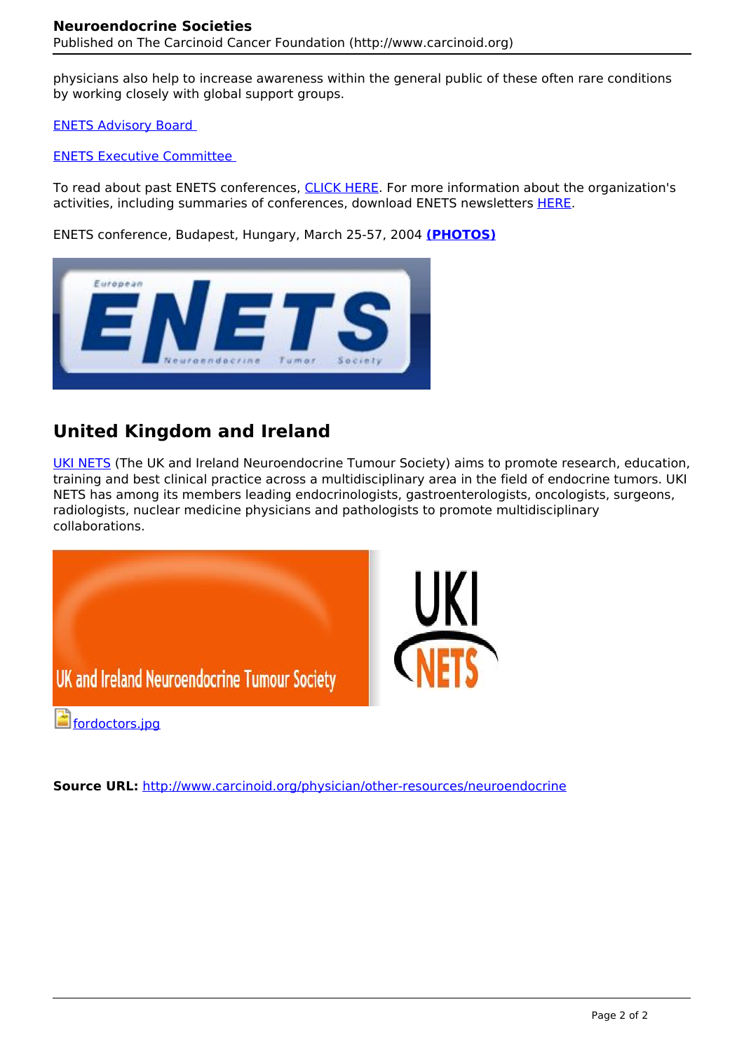physicians also help to increase awareness within the general public of these often rare conditions by working closely with global support groups.

ENETS Advisory Board

ENETS Executive Committee

To read about past ENETS conferences, CLICK HERE. For more information about the organization's activities, including summaries of conferences, download ENETS newsletters HERE.

ENETS conference, Budapest, Hungary, March 25-57, 2004 **(PHOTOS)**

## United Kingdom and Ireland

UKI NETS (The UK and Ireland Neuroendocrine Tumour Society) aims to promote research, education, training and best clinical practice across a multidisciplinary area in the field of endocrine tumors. UKI NETS has among its members leading endocrinologists, gastroenterologists, oncologists, surgeons, radiologists, nuclear medicine physicians and pathologists to promote multidisciplinary collaborations.

fordoctors.jpg

**Source URL:** http://www.carcinoid.org/physician/other-resources/neuroendocrine